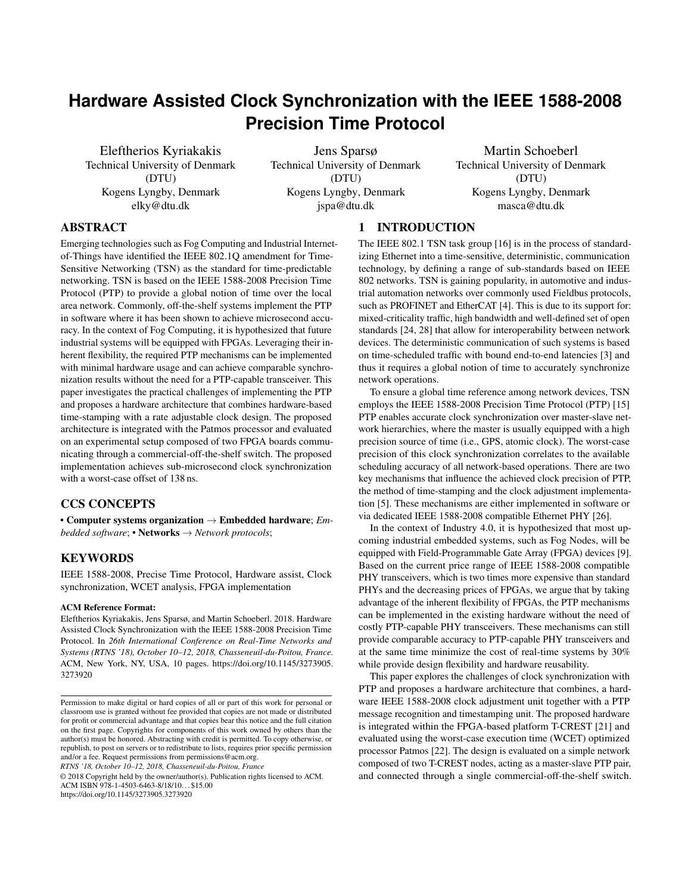# Hardware Assisted Clock Synchronization with the IEEE 1588-2008 Precision Time Protocol

Eleftherios Kyriakakis
Technical University of Denmark (DTU)
Kogens Lyngby, Denmark
elky@dtu.dk

Jens Sparsø
Technical University of Denmark (DTU)
Kogens Lyngby, Denmark
jspa@dtu.dk

Martin Schoeberl
Technical University of Denmark (DTU)
Kogens Lyngby, Denmark
masca@dtu.dk

## ABSTRACT

Emerging technologies such as Fog Computing and Industrial Internet-of-Things have identified the IEEE 802.1Q amendment for Time-Sensitive Networking (TSN) as the standard for time-predictable networking. TSN is based on the IEEE 1588-2008 Precision Time Protocol (PTP) to provide a global notion of time over the local area network. Commonly, off-the-shelf systems implement the PTP in software where it has been shown to achieve microsecond accuracy. In the context of Fog Computing, it is hypothesized that future industrial systems will be equipped with FPGAs. Leveraging their inherent flexibility, the required PTP mechanisms can be implemented with minimal hardware usage and can achieve comparable synchronization results without the need for a PTP-capable transceiver. This paper investigates the practical challenges of implementing the PTP and proposes a hardware architecture that combines hardware-based time-stamping with a rate adjustable clock design. The proposed architecture is integrated with the Patmos processor and evaluated on an experimental setup composed of two FPGA boards communicating through a commercial-off-the-shelf switch. The proposed implementation achieves sub-microsecond clock synchronization with a worst-case offset of 138 ns.

## CCS CONCEPTS

• **Computer systems organization** → **Embedded hardware**; *Embedded software*; • **Networks** → *Network protocols*;

## KEYWORDS

IEEE 1588-2008, Precise Time Protocol, Hardware assist, Clock synchronization, WCET analysis, FPGA implementation

**ACM Reference Format:**
Eleftherios Kyriakakis, Jens Sparsø, and Martin Schoeberl. 2018. Hardware Assisted Clock Synchronization with the IEEE 1588-2008 Precision Time Protocol. In *26th International Conference on Real-Time Networks and Systems (RTNS '18), October 10–12, 2018, Chasseneuil-du-Poitou, France.* ACM, New York, NY, USA, 10 pages. https://doi.org/10.1145/3273905.3273920

Permission to make digital or hard copies of all or part of this work for personal or classroom use is granted without fee provided that copies are not made or distributed for profit or commercial advantage and that copies bear this notice and the full citation on the first page. Copyrights for components of this work owned by others than the author(s) must be honored. Abstracting with credit is permitted. To copy otherwise, or republish, to post on servers or to redistribute to lists, requires prior specific permission and/or a fee. Request permissions from permissions@acm.org.
*RTNS '18, October 10–12, 2018, Chasseneuil-du-Poitou, France*
© 2018 Copyright held by the owner/author(s). Publication rights licensed to ACM.
ACM ISBN 978-1-4503-6463-8/18/10...$15.00
https://doi.org/10.1145/3273905.3273920

## 1 INTRODUCTION

The IEEE 802.1 TSN task group [16] is in the process of standardizing Ethernet into a time-sensitive, deterministic, communication technology, by defining a range of sub-standards based on IEEE 802 networks. TSN is gaining popularity, in automotive and industrial automation networks over commonly used Fieldbus protocols, such as PROFINET and EtherCAT [4]. This is due to its support for: mixed-criticality traffic, high bandwidth and well-defined set of open standards [24, 28] that allow for interoperability between network devices. The deterministic communication of such systems is based on time-scheduled traffic with bound end-to-end latencies [3] and thus it requires a global notion of time to accurately synchronize network operations.

To ensure a global time reference among network devices, TSN employs the IEEE 1588-2008 Precision Time Protocol (PTP) [15] PTP enables accurate clock synchronization over master-slave network hierarchies, where the master is usually equipped with a high precision source of time (i.e., GPS, atomic clock). The worst-case precision of this clock synchronization correlates to the available scheduling accuracy of all network-based operations. There are two key mechanisms that influence the achieved clock precision of PTP, the method of time-stamping and the clock adjustment implementation [5]. These mechanisms are either implemented in software or via dedicated IEEE 1588-2008 compatible Ethernet PHY [26].

In the context of Industry 4.0, it is hypothesized that most upcoming industrial embedded systems, such as Fog Nodes, will be equipped with Field-Programmable Gate Array (FPGA) devices [9]. Based on the current price range of IEEE 1588-2008 compatible PHY transceivers, which is two times more expensive than standard PHYs and the decreasing prices of FPGAs, we argue that by taking advantage of the inherent flexibility of FPGAs, the PTP mechanisms can be implemented in the existing hardware without the need of costly PTP-capable PHY transceivers. These mechanisms can still provide comparable accuracy to PTP-capable PHY transceivers and at the same time minimize the cost of real-time systems by 30% while provide design flexibility and hardware reusability.

This paper explores the challenges of clock synchronization with PTP and proposes a hardware architecture that combines, a hardware IEEE 1588-2008 clock adjustment unit together with a PTP message recognition and timestamping unit. The proposed hardware is integrated within the FPGA-based platform T-CREST [21] and evaluated using the worst-case execution time (WCET) optimized processor Patmos [22]. The design is evaluated on a simple network composed of two T-CREST nodes, acting as a master-slave PTP pair, and connected through a single commercial-off-the-shelf switch.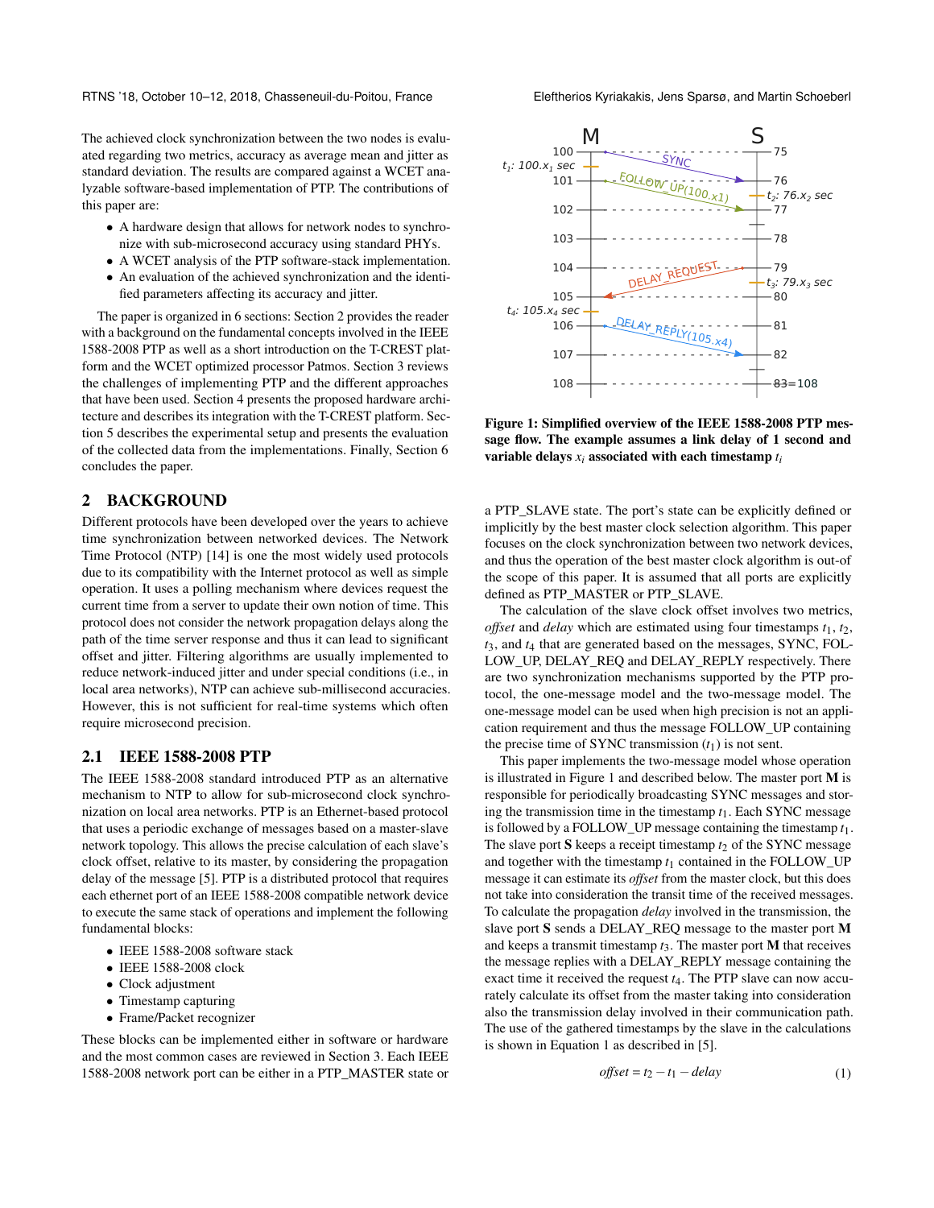The achieved clock synchronization between the two nodes is evaluated regarding two metrics, accuracy as average mean and jitter as standard deviation. The results are compared against a WCET analyzable software-based implementation of PTP. The contributions of this paper are:

- A hardware design that allows for network nodes to synchronize with sub-microsecond accuracy using standard PHYs.
- A WCET analysis of the PTP software-stack implementation.
- An evaluation of the achieved synchronization and the identified parameters affecting its accuracy and jitter.

The paper is organized in 6 sections: Section 2 provides the reader with a background on the fundamental concepts involved in the IEEE 1588-2008 PTP as well as a short introduction on the T-CREST platform and the WCET optimized processor Patmos. Section 3 reviews the challenges of implementing PTP and the different approaches that have been used. Section 4 presents the proposed hardware architecture and describes its integration with the T-CREST platform. Section 5 describes the experimental setup and presents the evaluation of the collected data from the implementations. Finally, Section 6 concludes the paper.

## 2 BACKGROUND

Different protocols have been developed over the years to achieve time synchronization between networked devices. The Network Time Protocol (NTP) [14] is one the most widely used protocols due to its compatibility with the Internet protocol as well as simple operation. It uses a polling mechanism where devices request the current time from a server to update their own notion of time. This protocol does not consider the network propagation delays along the path of the time server response and thus it can lead to significant offset and jitter. Filtering algorithms are usually implemented to reduce network-induced jitter and under special conditions (i.e., in local area networks), NTP can achieve sub-millisecond accuracies. However, this is not sufficient for real-time systems which often require microsecond precision.

### 2.1 IEEE 1588-2008 PTP

The IEEE 1588-2008 standard introduced PTP as an alternative mechanism to NTP to allow for sub-microsecond clock synchronization on local area networks. PTP is an Ethernet-based protocol that uses a periodic exchange of messages based on a master-slave network topology. This allows the precise calculation of each slave's clock offset, relative to its master, by considering the propagation delay of the message [5]. PTP is a distributed protocol that requires each ethernet port of an IEEE 1588-2008 compatible network device to execute the same stack of operations and implement the following fundamental blocks:

- IEEE 1588-2008 software stack
- IEEE 1588-2008 clock
- Clock adjustment
- Timestamp capturing
- Frame/Packet recognizer

These blocks can be implemented either in software or hardware and the most common cases are reviewed in Section 3. Each IEEE 1588-2008 network port can be either in a PTP_MASTER state or a PTP_SLAVE state. The port's state can be explicitly defined or implicitly by the best master clock selection algorithm. This paper focuses on the clock synchronization between two network devices, and thus the operation of the best master clock algorithm is out-of the scope of this paper. It is assumed that all ports are explicitly defined as PTP_MASTER or PTP_SLAVE.

**Figure 1: Simplified overview of the IEEE 1588-2008 PTP message flow. The example assumes a link delay of 1 second and variable delays $x_i$ associated with each timestamp $t_i$**

The calculation of the slave clock offset involves two metrics, *offset* and *delay* which are estimated using four timestamps $t_1$, $t_2$, $t_3$, and $t_4$ that are generated based on the messages, SYNC, FOLLOW_UP, DELAY_REQ and DELAY_REPLY respectively. There are two synchronization mechanisms supported by the PTP protocol, the one-message model and the two-message model. The one-message model can be used when high precision is not an application requirement and thus the message FOLLOW_UP containing the precise time of SYNC transmission ($t_1$) is not sent.

This paper implements the two-message model whose operation is illustrated in Figure 1 and described below. The master port **M** is responsible for periodically broadcasting SYNC messages and storing the transmission time in the timestamp $t_1$. Each SYNC message is followed by a FOLLOW_UP message containing the timestamp $t_1$. The slave port **S** keeps a receipt timestamp $t_2$ of the SYNC message and together with the timestamp $t_1$ contained in the FOLLOW_UP message it can estimate its *offset* from the master clock, but this does not take into consideration the transit time of the received messages. To calculate the propagation *delay* involved in the transmission, the slave port **S** sends a DELAY_REQ message to the master port **M** and keeps a transmit timestamp $t_3$. The master port **M** that receives the message replies with a DELAY_REPLY message containing the exact time it received the request $t_4$. The PTP slave can now accurately calculate its offset from the master taking into consideration also the transmission delay involved in their communication path. The use of the gathered timestamps by the slave in the calculations is shown in Equation 1 as described in [5].

$$offset = t_2 - t_1 - delay \tag{1}$$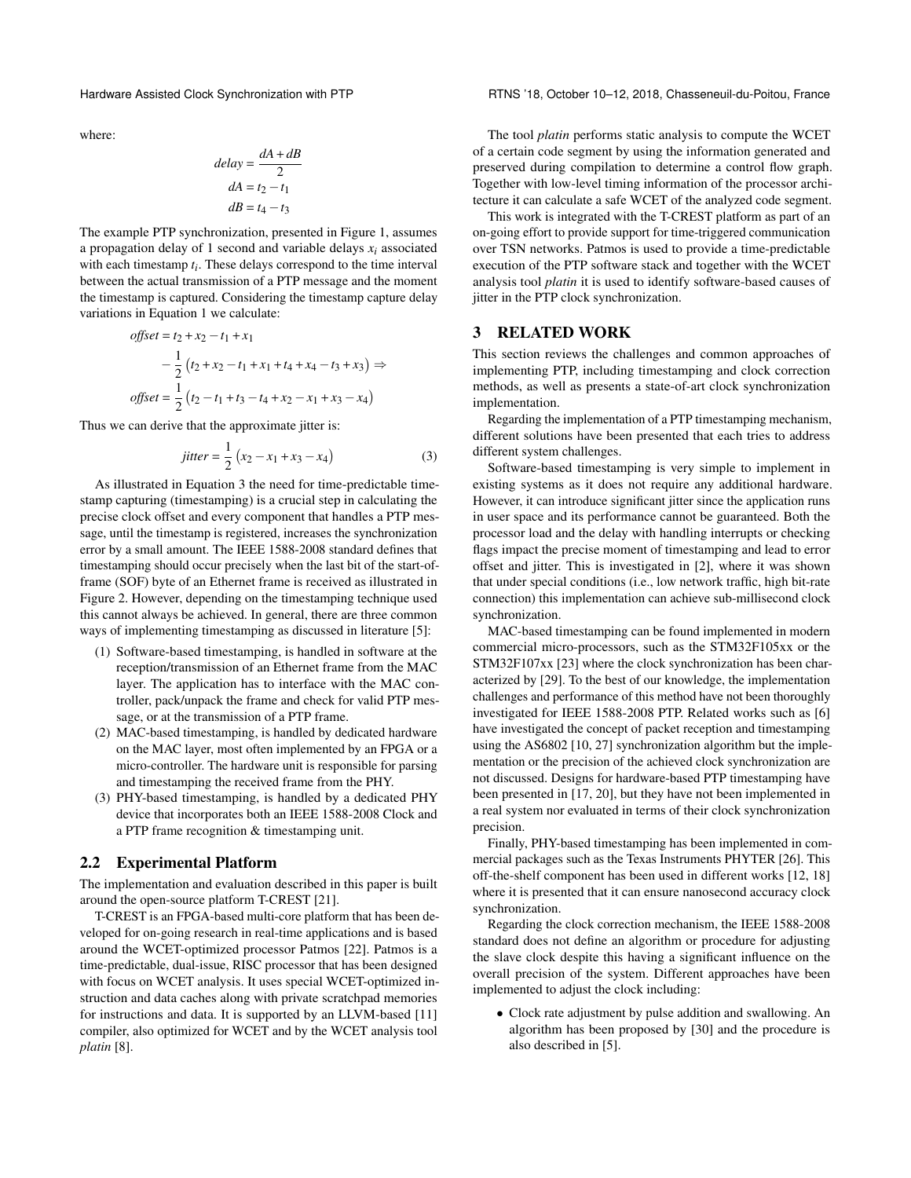where:

$$delay = \frac{dA + dB}{2}$$
$$dA = t_2 - t_1$$
$$dB = t_4 - t_3$$

The example PTP synchronization, presented in Figure 1, assumes a propagation delay of 1 second and variable delays $x_i$ associated with each timestamp $t_i$. These delays correspond to the time interval between the actual transmission of a PTP message and the moment the timestamp is captured. Considering the timestamp capture delay variations in Equation 1 we calculate:

$$\begin{aligned} offset &= t_2 + x_2 - t_1 + x_1 \\ &\quad - \frac{1}{2}\left(t_2 + x_2 - t_1 + x_1 + t_4 + x_4 - t_3 + x_3\right) \Rightarrow \\ offset &= \frac{1}{2}\left(t_2 - t_1 + t_3 - t_4 + x_2 - x_1 + x_3 - x_4\right) \end{aligned}$$

Thus we can derive that the approximate jitter is:

$$jitter = \frac{1}{2}\left(x_2 - x_1 + x_3 - x_4\right) \tag{3}$$

As illustrated in Equation 3 the need for time-predictable timestamp capturing (timestamping) is a crucial step in calculating the precise clock offset and every component that handles a PTP message, until the timestamp is registered, increases the synchronization error by a small amount. The IEEE 1588-2008 standard defines that timestamping should occur precisely when the last bit of the start-of-frame (SOF) byte of an Ethernet frame is received as illustrated in Figure 2. However, depending on the timestamping technique used this cannot always be achieved. In general, there are three common ways of implementing timestamping as discussed in literature [5]:

1. Software-based timestamping, is handled in software at the reception/transmission of an Ethernet frame from the MAC layer. The application has to interface with the MAC controller, pack/unpack the frame and check for valid PTP message, or at the transmission of a PTP frame.
2. MAC-based timestamping, is handled by dedicated hardware on the MAC layer, most often implemented by an FPGA or a micro-controller. The hardware unit is responsible for parsing and timestamping the received frame from the PHY.
3. PHY-based timestamping, is handled by a dedicated PHY device that incorporates both an IEEE 1588-2008 Clock and a PTP frame recognition & timestamping unit.

## 2.2 Experimental Platform

The implementation and evaluation described in this paper is built around the open-source platform T-CREST [21].

T-CREST is an FPGA-based multi-core platform that has been developed for on-going research in real-time applications and is based around the WCET-optimized processor Patmos [22]. Patmos is a time-predictable, dual-issue, RISC processor that has been designed with focus on WCET analysis. It uses special WCET-optimized instruction and data caches along with private scratchpad memories for instructions and data. It is supported by an LLVM-based [11] compiler, also optimized for WCET and by the WCET analysis tool *platin* [8].

The tool *platin* performs static analysis to compute the WCET of a certain code segment by using the information generated and preserved during compilation to determine a control flow graph. Together with low-level timing information of the processor architecture it can calculate a safe WCET of the analyzed code segment.

This work is integrated with the T-CREST platform as part of an on-going effort to provide support for time-triggered communication over TSN networks. Patmos is used to provide a time-predictable execution of the PTP software stack and together with the WCET analysis tool *platin* it is used to identify software-based causes of jitter in the PTP clock synchronization.

# 3 RELATED WORK

This section reviews the challenges and common approaches of implementing PTP, including timestamping and clock correction methods, as well as presents a state-of-art clock synchronization implementation.

Regarding the implementation of a PTP timestamping mechanism, different solutions have been presented that each tries to address different system challenges.

Software-based timestamping is very simple to implement in existing systems as it does not require any additional hardware. However, it can introduce significant jitter since the application runs in user space and its performance cannot be guaranteed. Both the processor load and the delay with handling interrupts or checking flags impact the precise moment of timestamping and lead to error offset and jitter. This is investigated in [2], where it was shown that under special conditions (i.e., low network traffic, high bit-rate connection) this implementation can achieve sub-millisecond clock synchronization.

MAC-based timestamping can be found implemented in modern commercial micro-processors, such as the STM32F105xx or the STM32F107xx [23] where the clock synchronization has been characterized by [29]. To the best of our knowledge, the implementation challenges and performance of this method have not been thoroughly investigated for IEEE 1588-2008 PTP. Related works such as [6] have investigated the concept of packet reception and timestamping using the AS6802 [10, 27] synchronization algorithm but the implementation or the precision of the achieved clock synchronization are not discussed. Designs for hardware-based PTP timestamping have been presented in [17, 20], but they have not been implemented in a real system nor evaluated in terms of their clock synchronization precision.

Finally, PHY-based timestamping has been implemented in commercial packages such as the Texas Instruments PHYTER [26]. This off-the-shelf component has been used in different works [12, 18] where it is presented that it can ensure nanosecond accuracy clock synchronization.

Regarding the clock correction mechanism, the IEEE 1588-2008 standard does not define an algorithm or procedure for adjusting the slave clock despite this having a significant influence on the overall precision of the system. Different approaches have been implemented to adjust the clock including:

- Clock rate adjustment by pulse addition and swallowing. An algorithm has been proposed by [30] and the procedure is also described in [5].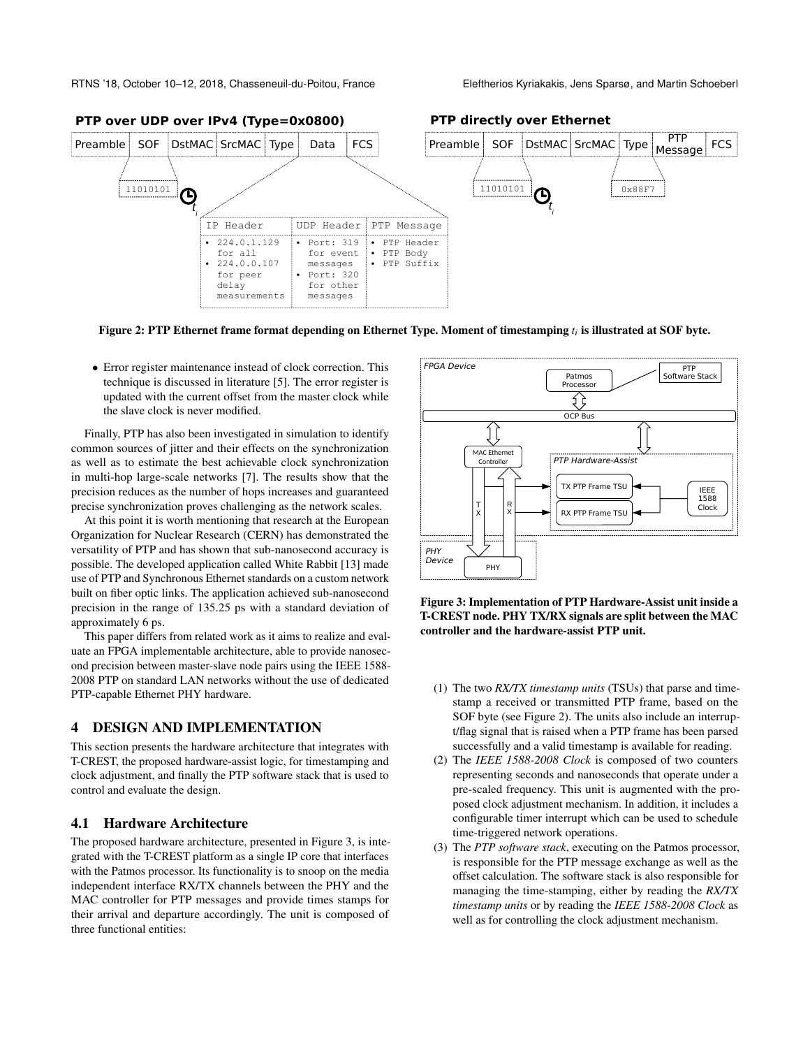Figure 2: PTP Ethernet frame format depending on Ethernet Type. Moment of timestamping $t_i$ is illustrated at SOF byte.

- Error register maintenance instead of clock correction. This technique is discussed in literature [5]. The error register is updated with the current offset from the master clock while the slave clock is never modified.

Finally, PTP has also been investigated in simulation to identify common sources of jitter and their effects on the synchronization as well as to estimate the best achievable clock synchronization in multi-hop large-scale networks [7]. The results show that the precision reduces as the number of hops increases and guaranteed precise synchronization proves challenging as the network scales.

At this point it is worth mentioning that research at the European Organization for Nuclear Research (CERN) has demonstrated the versatility of PTP and has shown that sub-nanosecond accuracy is possible. The developed application called White Rabbit [13] made use of PTP and Synchronous Ethernet standards on a custom network built on fiber optic links. The application achieved sub-nanosecond precision in the range of 135.25 ps with a standard deviation of approximately 6 ps.

This paper differs from related work as it aims to realize and evaluate an FPGA implementable architecture, able to provide nanosecond precision between master-slave node pairs using the IEEE 1588-2008 PTP on standard LAN networks without the use of dedicated PTP-capable Ethernet PHY hardware.

## 4 DESIGN AND IMPLEMENTATION

This section presents the hardware architecture that integrates with T-CREST, the proposed hardware-assist logic, for timestamping and clock adjustment, and finally the PTP software stack that is used to control and evaluate the design.

### 4.1 Hardware Architecture

The proposed hardware architecture, presented in Figure 3, is integrated with the T-CREST platform as a single IP core that interfaces with the Patmos processor. Its functionality is to snoop on the media independent interface RX/TX channels between the PHY and the MAC controller for PTP messages and provide times stamps for their arrival and departure accordingly. The unit is composed of three functional entities:

Figure 3: Implementation of PTP Hardware-Assist unit inside a T-CREST node. PHY TX/RX signals are split between the MAC controller and the hardware-assist PTP unit.

(1) The two *RX/TX timestamp units* (TSUs) that parse and timestamp a received or transmitted PTP frame, based on the SOF byte (see Figure 2). The units also include an interrupt/flag signal that is raised when a PTP frame has been parsed successfully and a valid timestamp is available for reading.
(2) The *IEEE 1588-2008 Clock* is composed of two counters representing seconds and nanoseconds that operate under a pre-scaled frequency. This unit is augmented with the proposed clock adjustment mechanism. In addition, it includes a configurable timer interrupt which can be used to schedule time-triggered network operations.
(3) The *PTP software stack*, executing on the Patmos processor, is responsible for the PTP message exchange as well as the offset calculation. The software stack is also responsible for managing the time-stamping, either by reading the *RX/TX timestamp units* or by reading the *IEEE 1588-2008 Clock* as well as for controlling the clock adjustment mechanism.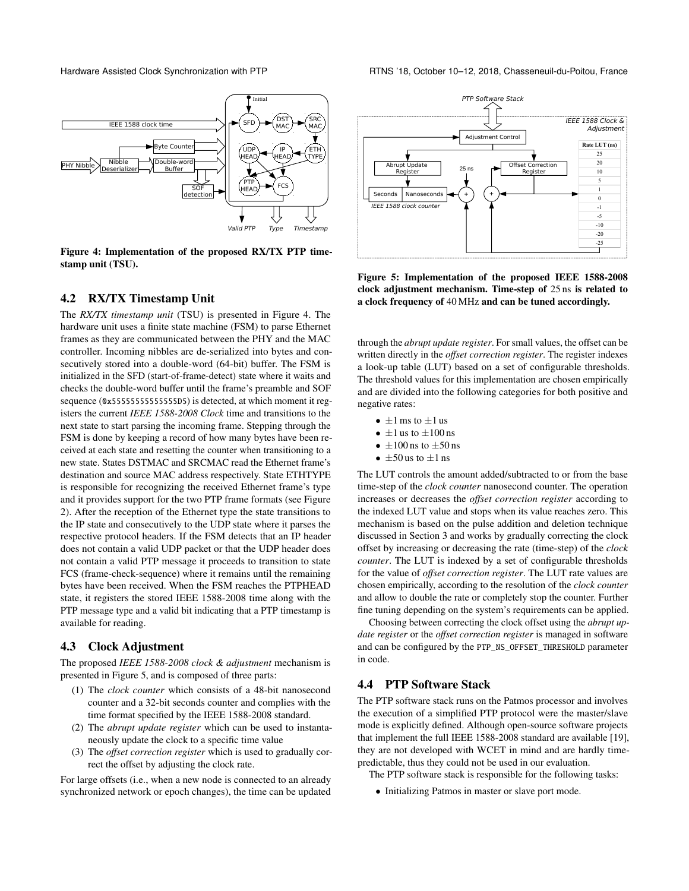Figure 4: Implementation of the proposed RX/TX PTP timestamp unit (TSU).

## 4.2 RX/TX Timestamp Unit

The *RX/TX timestamp unit* (TSU) is presented in Figure 4. The hardware unit uses a finite state machine (FSM) to parse Ethernet frames as they are communicated between the PHY and the MAC controller. Incoming nibbles are de-serialized into bytes and consecutively stored into a double-word (64-bit) buffer. The FSM is initialized in the SFD (start-of-frame-detect) state where it waits and checks the double-word buffer until the frame's preamble and SOF sequence (`0x55555555555555D5`) is detected, at which moment it registers the current *IEEE 1588-2008 Clock* time and transitions to the next state to start parsing the incoming frame. Stepping through the FSM is done by keeping a record of how many bytes have been received at each state and resetting the counter when transitioning to a new state. States DSTMAC and SRCMAC read the Ethernet frame's destination and source MAC address respectively. State ETHTYPE is responsible for recognizing the received Ethernet frame's type and it provides support for the two PTP frame formats (see Figure 2). After the reception of the Ethernet type the state transitions to the IP state and consecutively to the UDP state where it parses the respective protocol headers. If the FSM detects that an IP header does not contain a valid UDP packet or that the UDP header does not contain a valid PTP message it proceeds to transition to state FCS (frame-check-sequence) where it remains until the remaining bytes have been received. When the FSM reaches the PTPHEAD state, it registers the stored IEEE 1588-2008 time along with the PTP message type and a valid bit indicating that a PTP timestamp is available for reading.

## 4.3 Clock Adjustment

The proposed *IEEE 1588-2008 clock & adjustment* mechanism is presented in Figure 5, and is composed of three parts:

(1) The *clock counter* which consists of a 48-bit nanosecond counter and a 32-bit seconds counter and complies with the time format specified by the IEEE 1588-2008 standard.
(2) The *abrupt update register* which can be used to instantaneously update the clock to a specific time value
(3) The *offset correction register* which is used to gradually correct the offset by adjusting the clock rate.

For large offsets (i.e., when a new node is connected to an already synchronized network or epoch changes), the time can be updated through the *abrupt update register*. For small values, the offset can be written directly in the *offset correction register*. The register indexes a look-up table (LUT) based on a set of configurable thresholds. The threshold values for this implementation are chosen empirically and are divided into the following categories for both positive and negative rates:

- $\pm 1$ ms to $\pm 1$ us
- $\pm 1$ us to $\pm 100$ ns
- $\pm 100$ ns to $\pm 50$ ns
- $\pm 50$ us to $\pm 1$ ns

The LUT controls the amount added/subtracted to or from the base time-step of the *clock counter* nanosecond counter. The operation increases or decreases the *offset correction register* according to the indexed LUT value and stops when its value reaches zero. This mechanism is based on the pulse addition and deletion technique discussed in Section 3 and works by gradually correcting the clock offset by increasing or decreasing the rate (time-step) of the *clock counter*. The LUT is indexed by a set of configurable thresholds for the value of *offset correction register*. The LUT rate values are chosen empirically, according to the resolution of the *clock counter* and allow to double the rate or completely stop the counter. Further fine tuning depending on the system's requirements can be applied.

Choosing between correcting the clock offset using the *abrupt update register* or the *offset correction register* is managed in software and can be configured by the `PTP_NS_OFFSET_THRESHOLD` parameter in code.

Figure 5: Implementation of the proposed IEEE 1588-2008 clock adjustment mechanism. Time-step of 25 ns is related to a clock frequency of 40 MHz and can be tuned accordingly.

## 4.4 PTP Software Stack

The PTP software stack runs on the Patmos processor and involves the execution of a simplified PTP protocol were the master/slave mode is explicitly defined. Although open-source software projects that implement the full IEEE 1588-2008 standard are available [19], they are not developed with WCET in mind and are hardly time-predictable, thus they could not be used in our evaluation.

The PTP software stack is responsible for the following tasks:

- Initializing Patmos in master or slave port mode.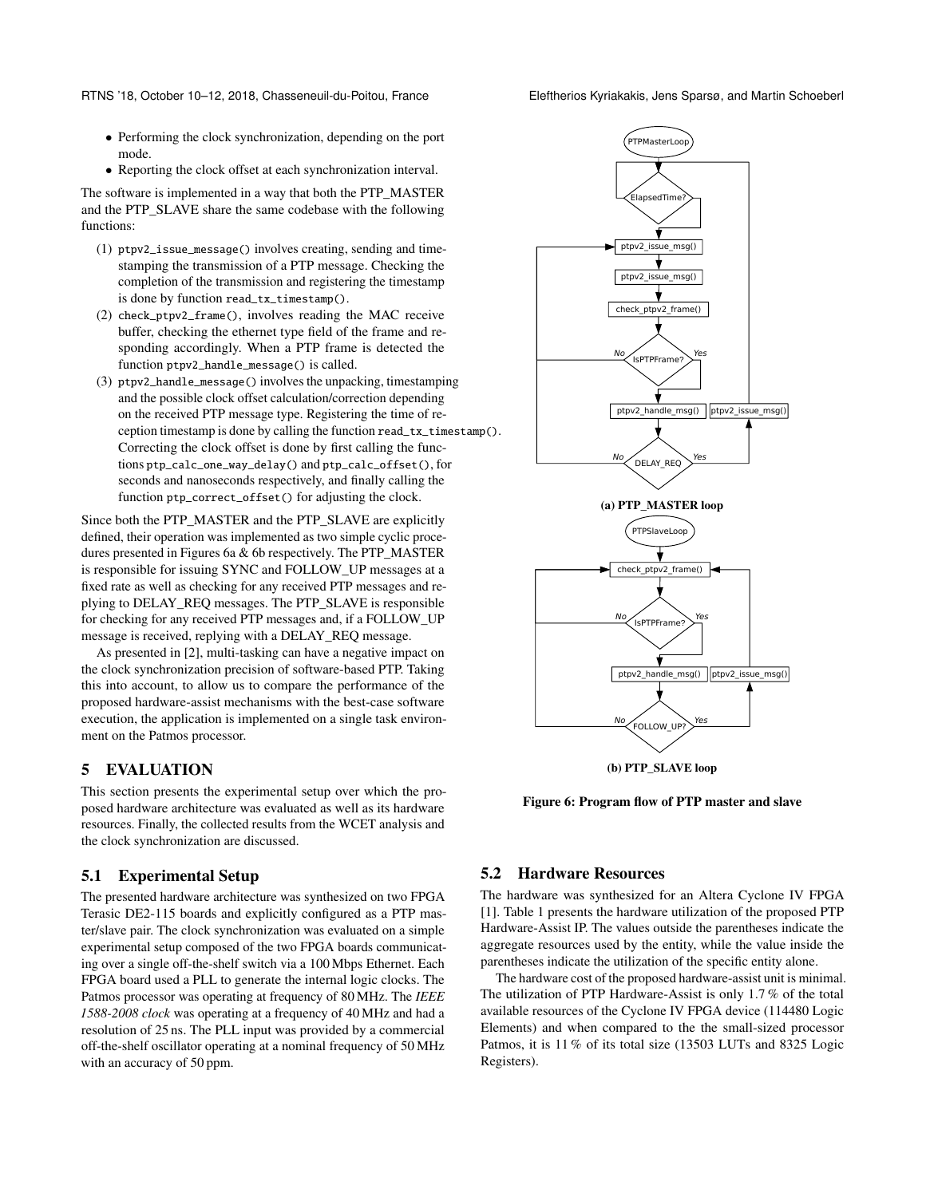- Performing the clock synchronization, depending on the port mode.
- Reporting the clock offset at each synchronization interval.

The software is implemented in a way that both the PTP_MASTER and the PTP_SLAVE share the same codebase with the following functions:

(1) `ptpv2_issue_message()` involves creating, sending and timestamping the transmission of a PTP message. Checking the completion of the transmission and registering the timestamp is done by function `read_tx_timestamp()`.
(2) `check_ptpv2_frame()`, involves reading the MAC receive buffer, checking the ethernet type field of the frame and responding accordingly. When a PTP frame is detected the function `ptpv2_handle_message()` is called.
(3) `ptpv2_handle_message()` involves the unpacking, timestamping and the possible clock offset calculation/correction depending on the received PTP message type. Registering the time of reception timestamp is done by calling the function `read_tx_timestamp()`. Correcting the clock offset is done by first calling the functions `ptp_calc_one_way_delay()` and `ptp_calc_offset()`, for seconds and nanoseconds respectively, and finally calling the function `ptp_correct_offset()` for adjusting the clock.

Since both the PTP_MASTER and the PTP_SLAVE are explicitly defined, their operation was implemented as two simple cyclic procedures presented in Figures 6a & 6b respectively. The PTP_MASTER is responsible for issuing SYNC and FOLLOW_UP messages at a fixed rate as well as checking for any received PTP messages and replying to DELAY_REQ messages. The PTP_SLAVE is responsible for checking for any received PTP messages and, if a FOLLOW_UP message is received, replying with a DELAY_REQ message.

As presented in [2], multi-tasking can have a negative impact on the clock synchronization precision of software-based PTP. Taking this into account, to allow us to compare the performance of the proposed hardware-assist mechanisms with the best-case software execution, the application is implemented on a single task environment on the Patmos processor.

**(a) PTP_MASTER loop**

**(b) PTP_SLAVE loop**

**Figure 6: Program flow of PTP master and slave**

## 5 EVALUATION

This section presents the experimental setup over which the proposed hardware architecture was evaluated as well as its hardware resources. Finally, the collected results from the WCET analysis and the clock synchronization are discussed.

### 5.1 Experimental Setup

The presented hardware architecture was synthesized on two FPGA Terasic DE2-115 boards and explicitly configured as a PTP master/slave pair. The clock synchronization was evaluated on a simple experimental setup composed of the two FPGA boards communicating over a single off-the-shelf switch via a 100 Mbps Ethernet. Each FPGA board used a PLL to generate the internal logic clocks. The Patmos processor was operating at frequency of 80 MHz. The *IEEE 1588-2008 clock* was operating at a frequency of 40 MHz and had a resolution of 25 ns. The PLL input was provided by a commercial off-the-shelf oscillator operating at a nominal frequency of 50 MHz with an accuracy of 50 ppm.

### 5.2 Hardware Resources

The hardware was synthesized for an Altera Cyclone IV FPGA [1]. Table 1 presents the hardware utilization of the proposed PTP Hardware-Assist IP. The values outside the parentheses indicate the aggregate resources used by the entity, while the value inside the parentheses indicate the utilization of the specific entity alone.

The hardware cost of the proposed hardware-assist unit is minimal. The utilization of PTP Hardware-Assist is only 1.7 % of the total available resources of the Cyclone IV FPGA device (114480 Logic Elements) and when compared to the the small-sized processor Patmos, it is 11 % of its total size (13503 LUTs and 8325 Logic Registers).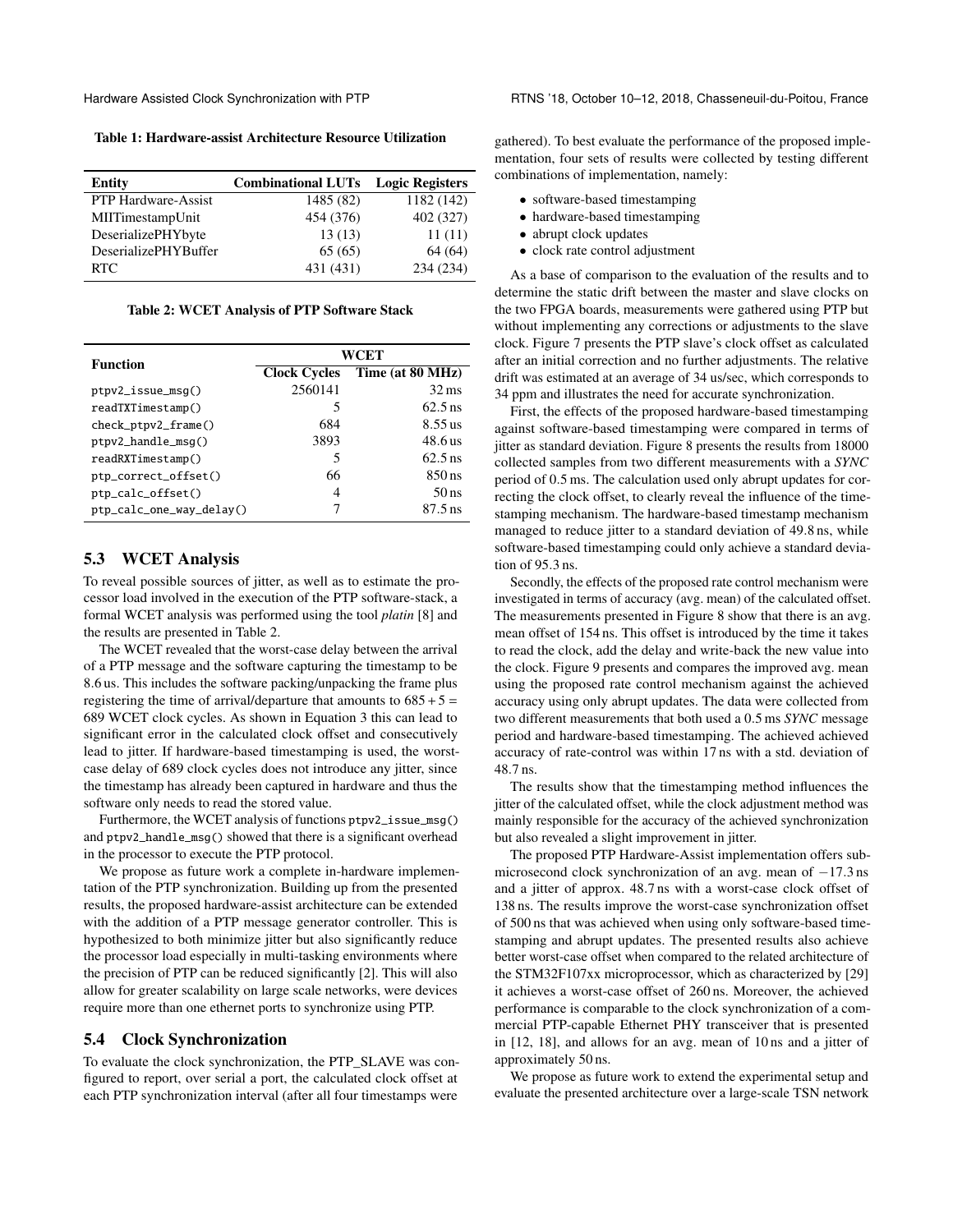Table 1: Hardware-assist Architecture Resource Utilization

| Entity | Combinational LUTs | Logic Registers |
|---|---|---|
| PTP Hardware-Assist | 1485 (82) | 1182 (142) |
| MIITimestampUnit | 454 (376) | 402 (327) |
| DeserializePHYbyte | 13 (13) | 11 (11) |
| DeserializePHYBuffer | 65 (65) | 64 (64) |
| RTC | 431 (431) | 234 (234) |

Table 2: WCET Analysis of PTP Software Stack

| Function | WCET | |
|---|---|---|
| | Clock Cycles | Time (at 80 MHz) |
| `ptpv2_issue_msg()` | 2560141 | 32 ms |
| `readTXTimestamp()` | 5 | 62.5 ns |
| `check_ptpv2_frame()` | 684 | 8.55 us |
| `ptpv2_handle_msg()` | 3893 | 48.6 us |
| `readRXTimestamp()` | 5 | 62.5 ns |
| `ptp_correct_offset()` | 66 | 850 ns |
| `ptp_calc_offset()` | 4 | 50 ns |
| `ptp_calc_one_way_delay()` | 7 | 87.5 ns |

### 5.3 WCET Analysis

To reveal possible sources of jitter, as well as to estimate the processor load involved in the execution of the PTP software-stack, a formal WCET analysis was performed using the tool *platin* [8] and the results are presented in Table 2.

The WCET revealed that the worst-case delay between the arrival of a PTP message and the software capturing the timestamp to be 8.6 us. This includes the software packing/unpacking the frame plus registering the time of arrival/departure that amounts to $685 + 5 = 689$ WCET clock cycles. As shown in Equation 3 this can lead to significant error in the calculated clock offset and consecutively lead to jitter. If hardware-based timestamping is used, the worst-case delay of 689 clock cycles does not introduce any jitter, since the timestamp has already been captured in hardware and thus the software only needs to read the stored value.

Furthermore, the WCET analysis of functions `ptpv2_issue_msg()` and `ptpv2_handle_msg()` showed that there is a significant overhead in the processor to execute the PTP protocol.

We propose as future work a complete in-hardware implementation of the PTP synchronization. Building up from the presented results, the proposed hardware-assist architecture can be extended with the addition of a PTP message generator controller. This is hypothesized to both minimize jitter but also significantly reduce the processor load especially in multi-tasking environments where the precision of PTP can be reduced significantly [2]. This will also allow for greater scalability on large scale networks, were devices require more than one ethernet ports to synchronize using PTP.

### 5.4 Clock Synchronization

To evaluate the clock synchronization, the PTP_SLAVE was configured to report, over serial a port, the calculated clock offset at each PTP synchronization interval (after all four timestamps were gathered). To best evaluate the performance of the proposed implementation, four sets of results were collected by testing different combinations of implementation, namely:

- software-based timestamping
- hardware-based timestamping
- abrupt clock updates
- clock rate control adjustment

As a base of comparison to the evaluation of the results and to determine the static drift between the master and slave clocks on the two FPGA boards, measurements were gathered using PTP but without implementing any corrections or adjustments to the slave clock. Figure 7 presents the PTP slave's clock offset as calculated after an initial correction and no further adjustments. The relative drift was estimated at an average of 34 us/sec, which corresponds to 34 ppm and illustrates the need for accurate synchronization.

First, the effects of the proposed hardware-based timestamping against software-based timestamping were compared in terms of jitter as standard deviation. Figure 8 presents the results from 18000 collected samples from two different measurements with a *SYNC* period of 0.5 ms. The calculation used only abrupt updates for correcting the clock offset, to clearly reveal the influence of the timestamping mechanism. The hardware-based timestamp mechanism managed to reduce jitter to a standard deviation of 49.8 ns, while software-based timestamping could only achieve a standard deviation of 95.3 ns.

Secondly, the effects of the proposed rate control mechanism were investigated in terms of accuracy (avg. mean) of the calculated offset. The measurements presented in Figure 8 show that there is an avg. mean offset of 154 ns. This offset is introduced by the time it takes to read the clock, add the delay and write-back the new value into the clock. Figure 9 presents and compares the improved avg. mean using the proposed rate control mechanism against the achieved accuracy using only abrupt updates. The data were collected from two different measurements that both used a 0.5 ms *SYNC* message period and hardware-based timestamping. The achieved achieved accuracy of rate-control was within 17 ns with a std. deviation of 48.7 ns.

The results show that the timestamping method influences the jitter of the calculated offset, while the clock adjustment method was mainly responsible for the accuracy of the achieved synchronization but also revealed a slight improvement in jitter.

The proposed PTP Hardware-Assist implementation offers sub-microsecond clock synchronization of an avg. mean of $-17.3$ ns and a jitter of approx. 48.7 ns with a worst-case clock offset of 138 ns. The results improve the worst-case synchronization offset of 500 ns that was achieved when using only software-based timestamping and abrupt updates. The presented results also achieve better worst-case offset when compared to the related architecture of the STM32F107xx microprocessor, which as characterized by [29] it achieves a worst-case offset of 260 ns. Moreover, the achieved performance is comparable to the clock synchronization of a commercial PTP-capable Ethernet PHY transceiver that is presented in [12, 18], and allows for an avg. mean of 10 ns and a jitter of approximately 50 ns.

We propose as future work to extend the experimental setup and evaluate the presented architecture over a large-scale TSN network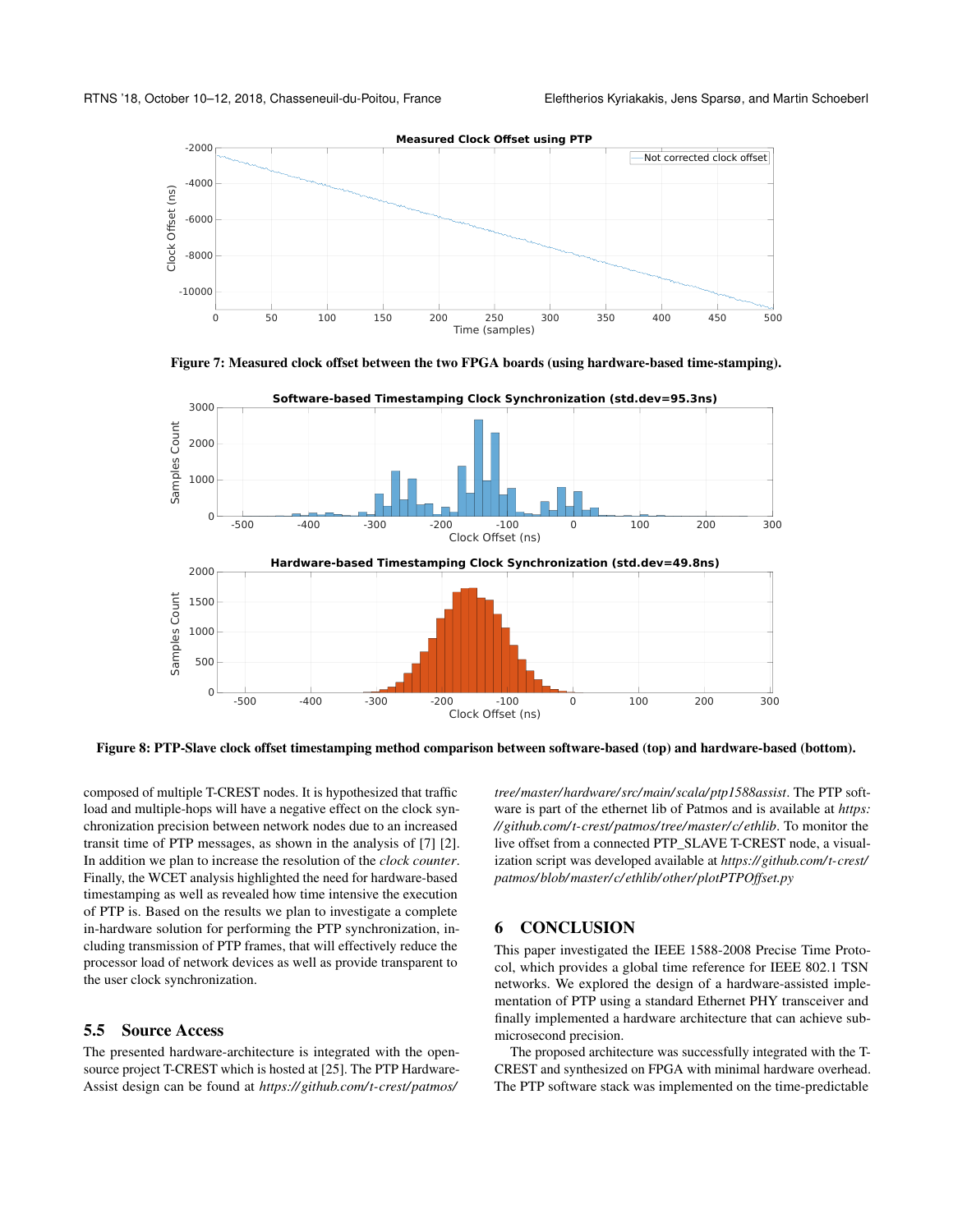Figure 7: Measured clock offset between the two FPGA boards (using hardware-based time-stamping).

Figure 8: PTP-Slave clock offset timestamping method comparison between software-based (top) and hardware-based (bottom).

composed of multiple T-CREST nodes. It is hypothesized that traffic load and multiple-hops will have a negative effect on the clock synchronization precision between network nodes due to an increased transit time of PTP messages, as shown in the analysis of [7] [2]. In addition we plan to increase the resolution of the *clock counter*. Finally, the WCET analysis highlighted the need for hardware-based timestamping as well as revealed how time intensive the execution of PTP is. Based on the results we plan to investigate a complete in-hardware solution for performing the PTP synchronization, including transmission of PTP frames, that will effectively reduce the processor load of network devices as well as provide transparent to the user clock synchronization.

### 5.5 Source Access

The presented hardware-architecture is integrated with the open-source project T-CREST which is hosted at [25]. The PTP Hardware-Assist design can be found at *https://github.com/t-crest/patmos/tree/master/hardware/src/main/scala/ptp1588assist*. The PTP software is part of the ethernet lib of Patmos and is available at *https://github.com/t-crest/patmos/tree/master/c/ethlib*. To monitor the live offset from a connected PTP_SLAVE T-CREST node, a visualization script was developed available at *https://github.com/t-crest/patmos/blob/master/c/ethlib/other/plotPTPOffset.py*

## 6 CONCLUSION

This paper investigated the IEEE 1588-2008 Precise Time Protocol, which provides a global time reference for IEEE 802.1 TSN networks. We explored the design of a hardware-assisted implementation of PTP using a standard Ethernet PHY transceiver and finally implemented a hardware architecture that can achieve sub-microsecond precision.

The proposed architecture was successfully integrated with the T-CREST and synthesized on FPGA with minimal hardware overhead. The PTP software stack was implemented on the time-predictable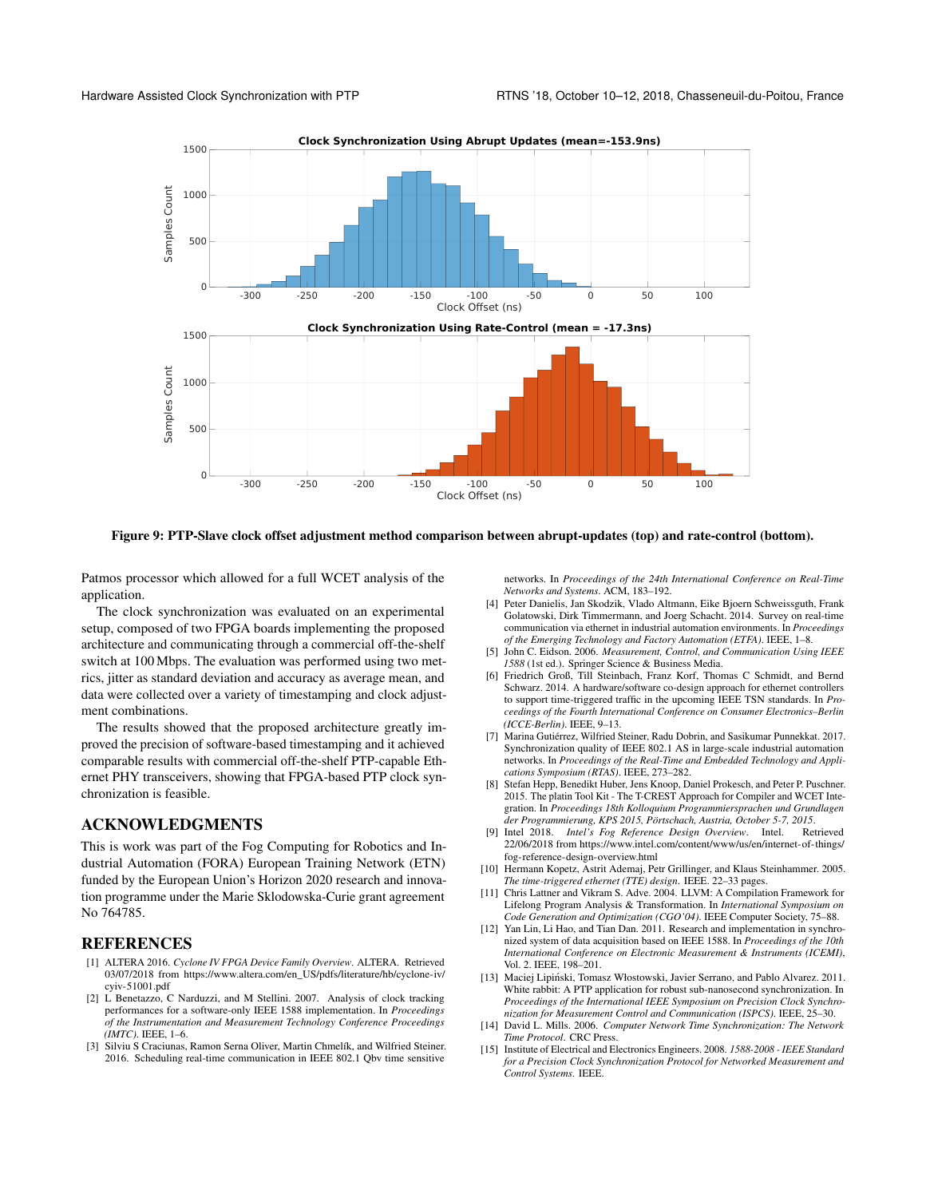Figure 9: PTP-Slave clock offset adjustment method comparison between abrupt-updates (top) and rate-control (bottom).

Patmos processor which allowed for a full WCET analysis of the application.

The clock synchronization was evaluated on an experimental setup, composed of two FPGA boards implementing the proposed architecture and communicating through a commercial off-the-shelf switch at 100 Mbps. The evaluation was performed using two metrics, jitter as standard deviation and accuracy as average mean, and data were collected over a variety of timestamping and clock adjustment combinations.

The results showed that the proposed architecture greatly improved the precision of software-based timestamping and it achieved comparable results with commercial off-the-shelf PTP-capable Ethernet PHY transceivers, showing that FPGA-based PTP clock synchronization is feasible.

## ACKNOWLEDGMENTS

This is work was part of the Fog Computing for Robotics and Industrial Automation (FORA) European Training Network (ETN) funded by the European Union's Horizon 2020 research and innovation programme under the Marie Sklodowska-Curie grant agreement No 764785.

## REFERENCES

- [1] ALTERA 2016. *Cyclone IV FPGA Device Family Overview*. ALTERA. Retrieved 03/07/2018 from https://www.altera.com/en_US/pdfs/literature/hb/cyclone-iv/cyiv-51001.pdf
- [2] L Benetazzo, C Narduzzi, and M Stellini. 2007. Analysis of clock tracking performances for a software-only IEEE 1588 implementation. In *Proceedings of the Instrumentation and Measurement Technology Conference Proceedings (IMTC)*. IEEE, 1–6.
- [3] Silviu S Craciunas, Ramon Serna Oliver, Martin Chmelík, and Wilfried Steiner. 2016. Scheduling real-time communication in IEEE 802.1 Qbv time sensitive networks. In *Proceedings of the 24th International Conference on Real-Time Networks and Systems*. ACM, 183–192.
- [4] Peter Danielis, Jan Skodzik, Vlado Altmann, Eike Bjoern Schweissguth, Frank Golatowski, Dirk Timmermann, and Joerg Schacht. 2014. Survey on real-time communication via ethernet in industrial automation environments. In *Proceedings of the Emerging Technology and Factory Automation (ETFA)*. IEEE, 1–8.
- [5] John C. Eidson. 2006. *Measurement, Control, and Communication Using IEEE 1588* (1st ed.). Springer Science & Business Media.
- [6] Friedrich Groß, Till Steinbach, Franz Korf, Thomas C Schmidt, and Bernd Schwarz. 2014. A hardware/software co-design approach for ethernet controllers to support time-triggered traffic in the upcoming IEEE TSN standards. In *Proceedings of the Fourth International Conference on Consumer Electronics–Berlin (ICCE-Berlin)*. IEEE, 9–13.
- [7] Marina Gutiérrez, Wilfried Steiner, Radu Dobrin, and Sasikumar Punnekkat. 2017. Synchronization quality of IEEE 802.1 AS in large-scale industrial automation networks. In *Proceedings of the Real-Time and Embedded Technology and Applications Symposium (RTAS)*. IEEE, 273–282.
- [8] Stefan Hepp, Benedikt Huber, Jens Knoop, Daniel Prokesch, and Peter P. Puschner. 2015. The platin Tool Kit - The T-CREST Approach for Compiler and WCET Integration. In *Proceedings 18th Kolloquium Programmiersprachen und Grundlagen der Programmierung, KPS 2015, Pörtschach, Austria, October 5-7, 2015*.
- [9] Intel 2018. *Intel's Fog Reference Design Overview*. Intel. Retrieved 22/06/2018 from https://www.intel.com/content/www/us/en/internet-of-things/fog-reference-design-overview.html
- [10] Hermann Kopetz, Astrit Ademaj, Petr Grillinger, and Klaus Steinhammer. 2005. *The time-triggered ethernet (TTE) design*. IEEE. 22–33 pages.
- [11] Chris Lattner and Vikram S. Adve. 2004. LLVM: A Compilation Framework for Lifelong Program Analysis & Transformation. In *International Symposium on Code Generation and Optimization (CGO'04)*. IEEE Computer Society, 75–88.
- [12] Yan Lin, Li Hao, and Tian Dan. 2011. Research and implementation in synchronized system of data acquisition based on IEEE 1588. In *Proceedings of the 10th International Conference on Electronic Measurement & Instruments (ICEMI)*, Vol. 2. IEEE, 198–201.
- [13] Maciej Lipiński, Tomasz Włostowski, Javier Serrano, and Pablo Alvarez. 2011. White rabbit: A PTP application for robust sub-nanosecond synchronization. In *Proceedings of the International IEEE Symposium on Precision Clock Synchronization for Measurement Control and Communication (ISPCS)*. IEEE, 25–30.
- [14] David L. Mills. 2006. *Computer Network Time Synchronization: The Network Time Protocol*. CRC Press.
- [15] Institute of Electrical and Electronics Engineers. 2008. *1588-2008 - IEEE Standard for a Precision Clock Synchronization Protocol for Networked Measurement and Control Systems*. IEEE.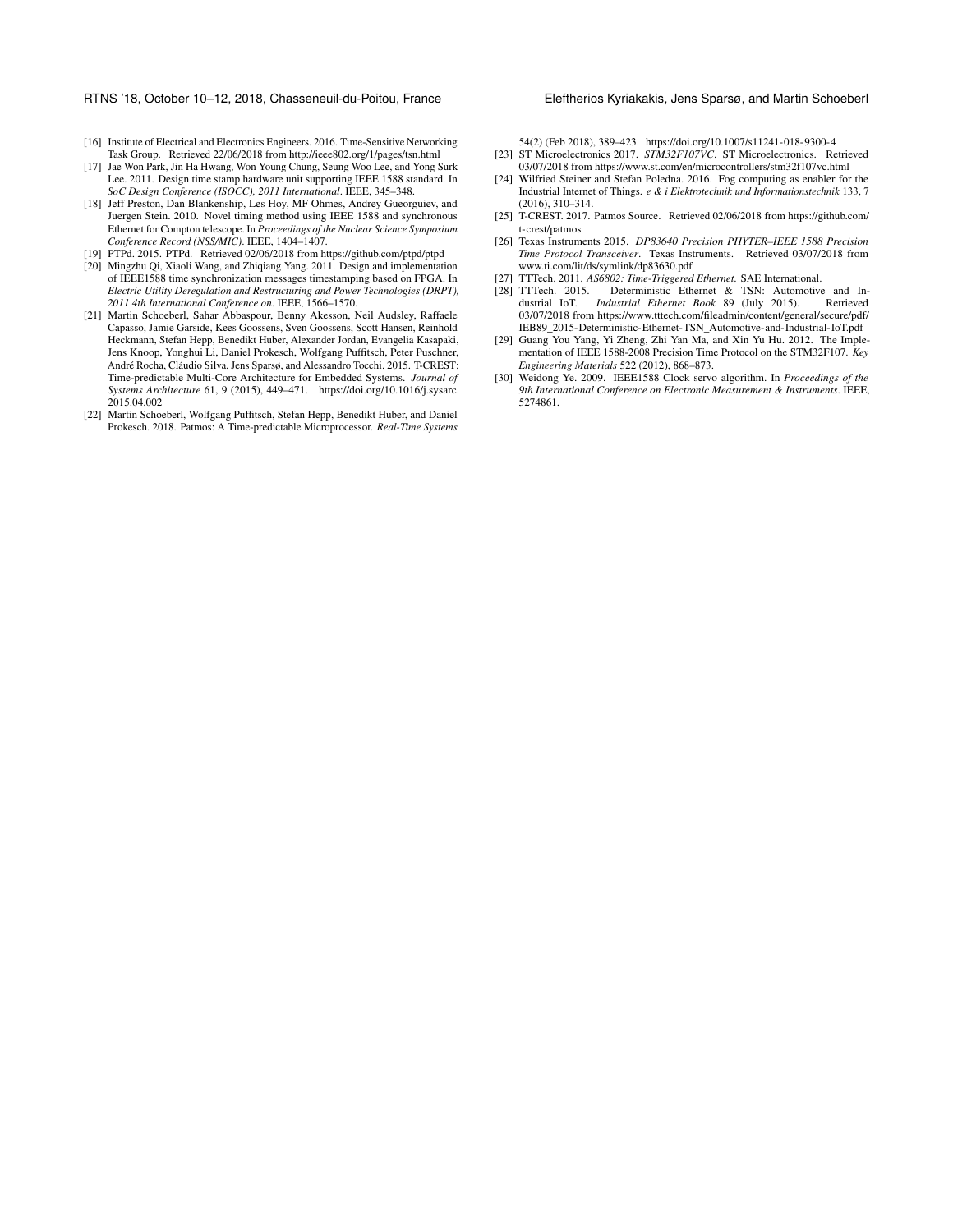[16] Institute of Electrical and Electronics Engineers. 2016. Time-Sensitive Networking Task Group. Retrieved 22/06/2018 from http://ieee802.org/1/pages/tsn.html

[17] Jae Won Park, Jin Ha Hwang, Won Young Chung, Seung Woo Lee, and Yong Surk Lee. 2011. Design time stamp hardware unit supporting IEEE 1588 standard. In *SoC Design Conference (ISOCC), 2011 International*. IEEE, 345–348.

[18] Jeff Preston, Dan Blankenship, Les Hoy, MF Ohmes, Andrey Gueorguiev, and Juergen Stein. 2010. Novel timing method using IEEE 1588 and synchronous Ethernet for Compton telescope. In *Proceedings of the Nuclear Science Symposium Conference Record (NSS/MIC)*. IEEE, 1404–1407.

[19] PTPd. 2015. PTPd. Retrieved 02/06/2018 from https://github.com/ptpd/ptpd

[20] Mingzhu Qi, Xiaoli Wang, and Zhiqiang Yang. 2011. Design and implementation of IEEE1588 time synchronization messages timestamping based on FPGA. In *Electric Utility Deregulation and Restructuring and Power Technologies (DRPT), 2011 4th International Conference on*. IEEE, 1566–1570.

[21] Martin Schoeberl, Sahar Abbaspour, Benny Akesson, Neil Audsley, Raffaele Capasso, Jamie Garside, Kees Goossens, Sven Goossens, Scott Hansen, Reinhold Heckmann, Stefan Hepp, Benedikt Huber, Alexander Jordan, Evangelia Kasapaki, Jens Knoop, Yonghui Li, Daniel Prokesch, Wolfgang Puffitsch, Peter Puschner, André Rocha, Cláudio Silva, Jens Sparsø, and Alessandro Tocchi. 2015. T-CREST: Time-predictable Multi-Core Architecture for Embedded Systems. *Journal of Systems Architecture* 61, 9 (2015), 449–471. https://doi.org/10.1016/j.sysarc.2015.04.002

[22] Martin Schoeberl, Wolfgang Puffitsch, Stefan Hepp, Benedikt Huber, and Daniel Prokesch. 2018. Patmos: A Time-predictable Microprocessor. *Real-Time Systems* 54(2) (Feb 2018), 389–423. https://doi.org/10.1007/s11241-018-9300-4

[23] ST Microelectronics 2017. *STM32F107VC*. ST Microelectronics. Retrieved 03/07/2018 from https://www.st.com/en/microcontrollers/stm32f107vc.html

[24] Wilfried Steiner and Stefan Poledna. 2016. Fog computing as enabler for the Industrial Internet of Things. *e & i Elektrotechnik und Informationstechnik* 133, 7 (2016), 310–314.

[25] T-CREST. 2017. Patmos Source. Retrieved 02/06/2018 from https://github.com/t-crest/patmos

[26] Texas Instruments 2015. *DP83640 Precision PHYTER–IEEE 1588 Precision Time Protocol Transceiver*. Texas Instruments. Retrieved 03/07/2018 from www.ti.com/lit/ds/symlink/dp83630.pdf

[27] TTTech. 2011. *AS6802: Time-Triggered Ethernet*. SAE International.

[28] TTTech. 2015. Deterministic Ethernet & TSN: Automotive and Industrial IoT. *Industrial Ethernet Book* 89 (July 2015). Retrieved 03/07/2018 from https://www.tttech.com/fileadmin/content/general/secure/pdf/IEB89_2015-Deterministic-Ethernet-TSN_Automotive-and-Industrial-IoT.pdf

[29] Guang You Yang, Yi Zheng, Zhi Yan Ma, and Xin Yu Hu. 2012. The Implementation of IEEE 1588-2008 Precision Time Protocol on the STM32F107. *Key Engineering Materials* 522 (2012), 868–873.

[30] Weidong Ye. 2009. IEEE1588 Clock servo algorithm. In *Proceedings of the 9th International Conference on Electronic Measurement & Instruments*. IEEE, 5274861.